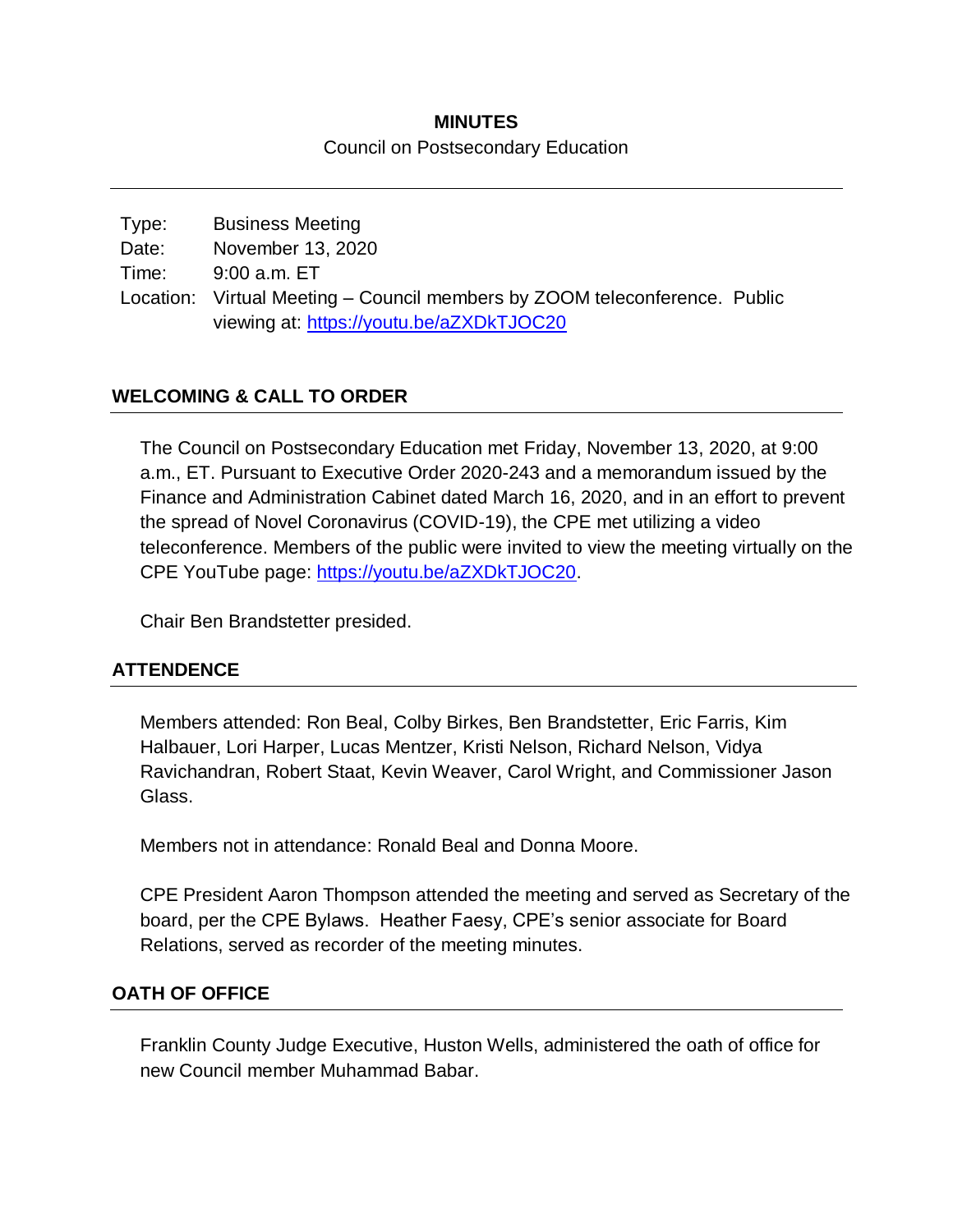**MINUTES**

Council on Postsecondary Education

---

Type: Business Meeting
Date: November 13, 2020
Time: 9:00 a.m. ET
Location: Virtual Meeting – Council members by ZOOM teleconference. Public viewing at: https://youtu.be/aZXDkTJOC20

## WELCOMING & CALL TO ORDER

The Council on Postsecondary Education met Friday, November 13, 2020, at 9:00 a.m., ET. Pursuant to Executive Order 2020-243 and a memorandum issued by the Finance and Administration Cabinet dated March 16, 2020, and in an effort to prevent the spread of Novel Coronavirus (COVID-19), the CPE met utilizing a video teleconference. Members of the public were invited to view the meeting virtually on the CPE YouTube page: https://youtu.be/aZXDkTJOC20.

Chair Ben Brandstetter presided.

## ATTENDENCE

Members attended: Ron Beal, Colby Birkes, Ben Brandstetter, Eric Farris, Kim Halbauer, Lori Harper, Lucas Mentzer, Kristi Nelson, Richard Nelson, Vidya Ravichandran, Robert Staat, Kevin Weaver, Carol Wright, and Commissioner Jason Glass.

Members not in attendance: Ronald Beal and Donna Moore.

CPE President Aaron Thompson attended the meeting and served as Secretary of the board, per the CPE Bylaws. Heather Faesy, CPE's senior associate for Board Relations, served as recorder of the meeting minutes.

## OATH OF OFFICE

Franklin County Judge Executive, Huston Wells, administered the oath of office for new Council member Muhammad Babar.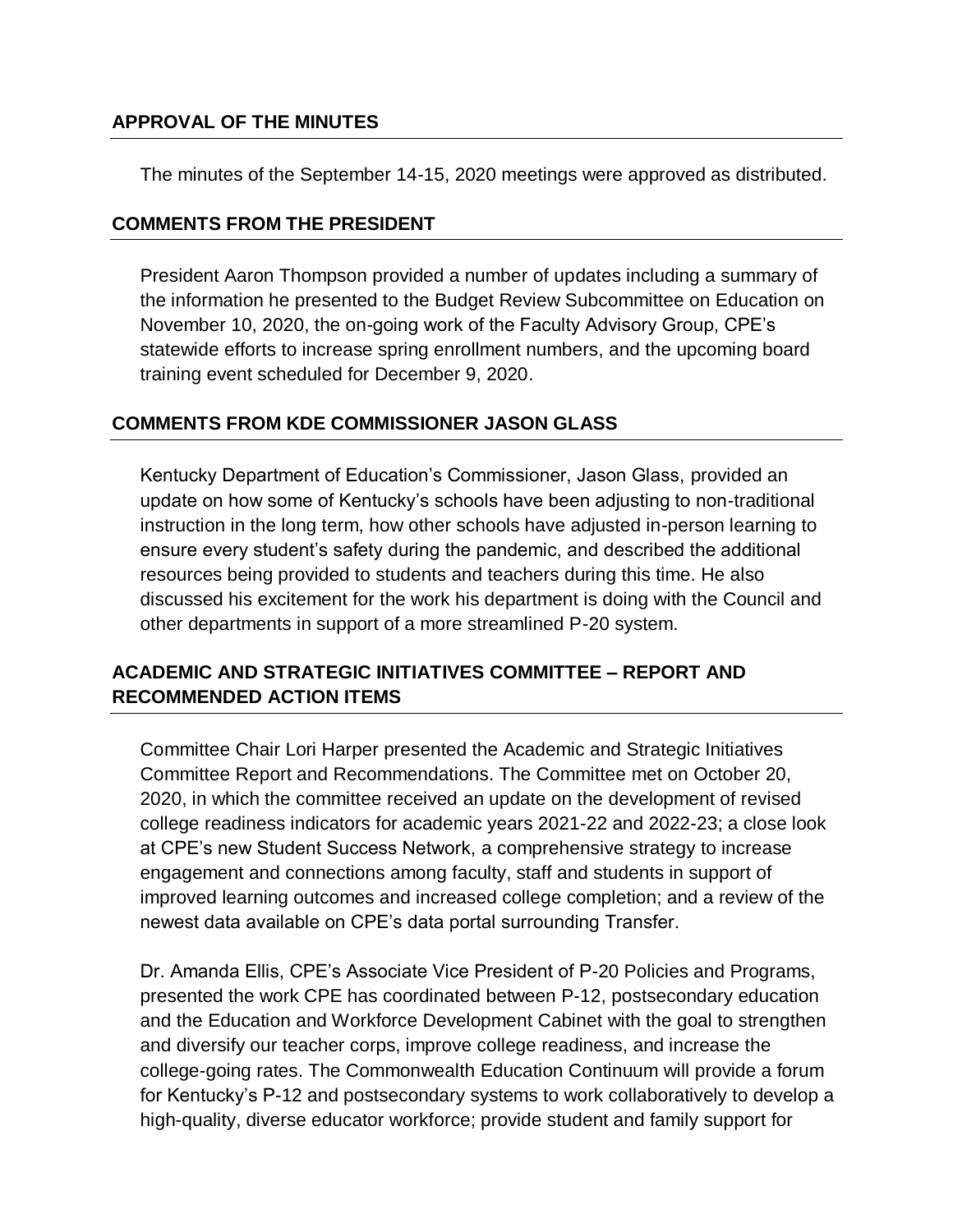## APPROVAL OF THE MINUTES

The minutes of the September 14-15, 2020 meetings were approved as distributed.

## COMMENTS FROM THE PRESIDENT

President Aaron Thompson provided a number of updates including a summary of the information he presented to the Budget Review Subcommittee on Education on November 10, 2020, the on-going work of the Faculty Advisory Group, CPE's statewide efforts to increase spring enrollment numbers, and the upcoming board training event scheduled for December 9, 2020.

## COMMENTS FROM KDE COMMISSIONER JASON GLASS

Kentucky Department of Education's Commissioner, Jason Glass, provided an update on how some of Kentucky's schools have been adjusting to non-traditional instruction in the long term, how other schools have adjusted in-person learning to ensure every student's safety during the pandemic, and described the additional resources being provided to students and teachers during this time. He also discussed his excitement for the work his department is doing with the Council and other departments in support of a more streamlined P-20 system.

## ACADEMIC AND STRATEGIC INITIATIVES COMMITTEE – REPORT AND RECOMMENDED ACTION ITEMS

Committee Chair Lori Harper presented the Academic and Strategic Initiatives Committee Report and Recommendations. The Committee met on October 20, 2020, in which the committee received an update on the development of revised college readiness indicators for academic years 2021-22 and 2022-23; a close look at CPE's new Student Success Network, a comprehensive strategy to increase engagement and connections among faculty, staff and students in support of improved learning outcomes and increased college completion; and a review of the newest data available on CPE's data portal surrounding Transfer.

Dr. Amanda Ellis, CPE's Associate Vice President of P-20 Policies and Programs, presented the work CPE has coordinated between P-12, postsecondary education and the Education and Workforce Development Cabinet with the goal to strengthen and diversify our teacher corps, improve college readiness, and increase the college-going rates. The Commonwealth Education Continuum will provide a forum for Kentucky's P-12 and postsecondary systems to work collaboratively to develop a high-quality, diverse educator workforce; provide student and family support for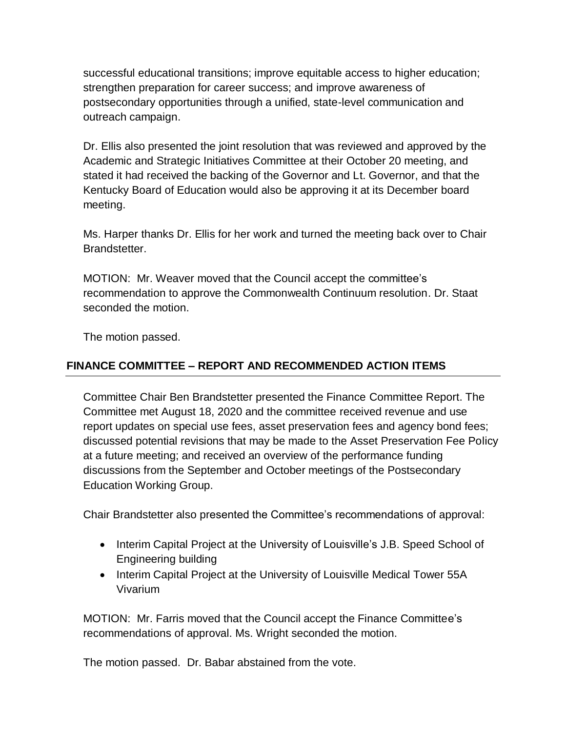successful educational transitions; improve equitable access to higher education; strengthen preparation for career success; and improve awareness of postsecondary opportunities through a unified, state-level communication and outreach campaign.

Dr. Ellis also presented the joint resolution that was reviewed and approved by the Academic and Strategic Initiatives Committee at their October 20 meeting, and stated it had received the backing of the Governor and Lt. Governor, and that the Kentucky Board of Education would also be approving it at its December board meeting.

Ms. Harper thanks Dr. Ellis for her work and turned the meeting back over to Chair Brandstetter.

MOTION: Mr. Weaver moved that the Council accept the committee's recommendation to approve the Commonwealth Continuum resolution. Dr. Staat seconded the motion.

The motion passed.

## FINANCE COMMITTEE – REPORT AND RECOMMENDED ACTION ITEMS

Committee Chair Ben Brandstetter presented the Finance Committee Report. The Committee met August 18, 2020 and the committee received revenue and use report updates on special use fees, asset preservation fees and agency bond fees; discussed potential revisions that may be made to the Asset Preservation Fee Policy at a future meeting; and received an overview of the performance funding discussions from the September and October meetings of the Postsecondary Education Working Group.

Chair Brandstetter also presented the Committee's recommendations of approval:

- Interim Capital Project at the University of Louisville's J.B. Speed School of Engineering building
- Interim Capital Project at the University of Louisville Medical Tower 55A Vivarium

MOTION: Mr. Farris moved that the Council accept the Finance Committee's recommendations of approval. Ms. Wright seconded the motion.

The motion passed. Dr. Babar abstained from the vote.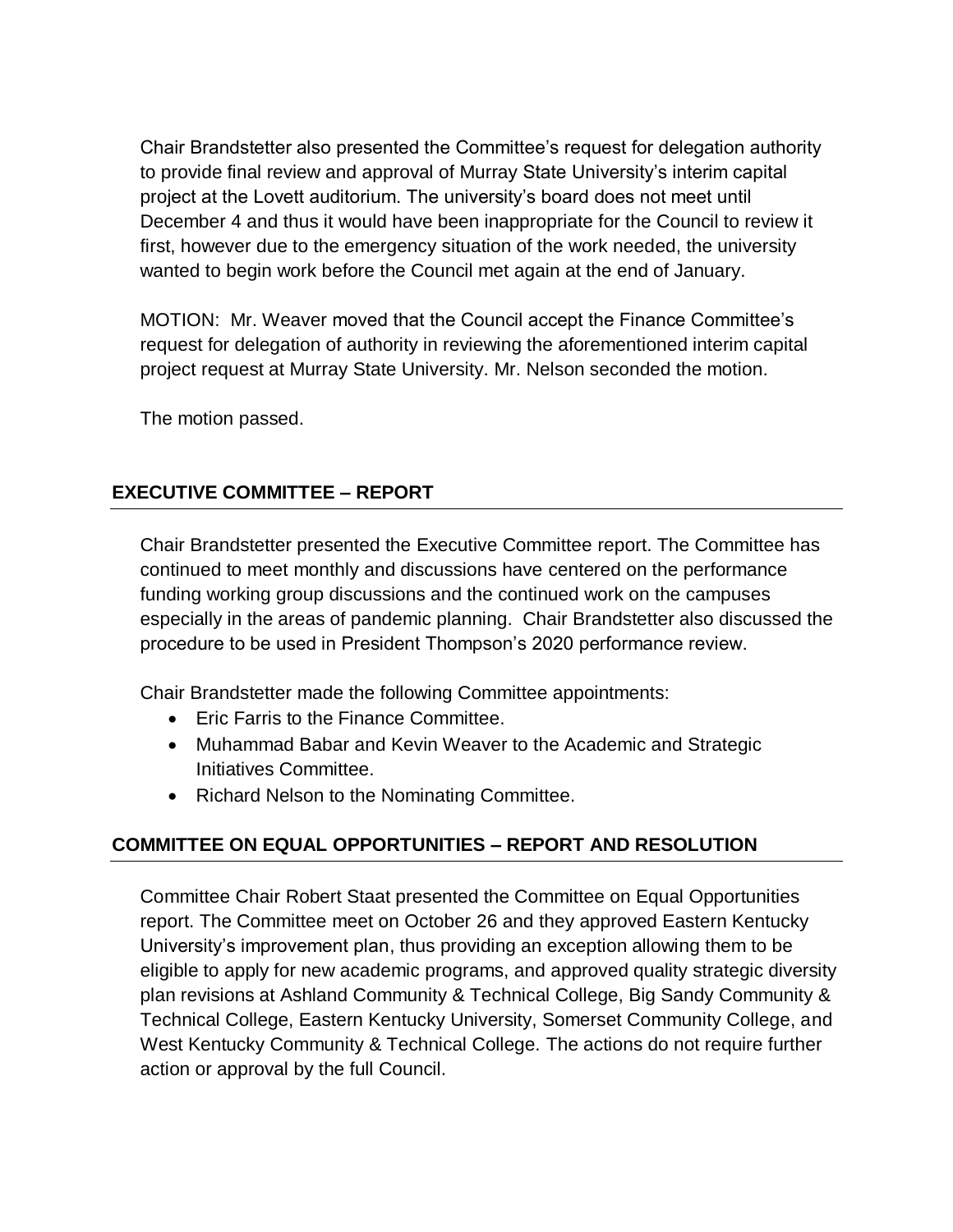Chair Brandstetter also presented the Committee's request for delegation authority to provide final review and approval of Murray State University's interim capital project at the Lovett auditorium. The university's board does not meet until December 4 and thus it would have been inappropriate for the Council to review it first, however due to the emergency situation of the work needed, the university wanted to begin work before the Council met again at the end of January.

MOTION: Mr. Weaver moved that the Council accept the Finance Committee's request for delegation of authority in reviewing the aforementioned interim capital project request at Murray State University. Mr. Nelson seconded the motion.

The motion passed.

## EXECUTIVE COMMITTEE – REPORT

Chair Brandstetter presented the Executive Committee report. The Committee has continued to meet monthly and discussions have centered on the performance funding working group discussions and the continued work on the campuses especially in the areas of pandemic planning. Chair Brandstetter also discussed the procedure to be used in President Thompson's 2020 performance review.

Chair Brandstetter made the following Committee appointments:

- Eric Farris to the Finance Committee.
- Muhammad Babar and Kevin Weaver to the Academic and Strategic Initiatives Committee.
- Richard Nelson to the Nominating Committee.

## COMMITTEE ON EQUAL OPPORTUNITIES – REPORT AND RESOLUTION

Committee Chair Robert Staat presented the Committee on Equal Opportunities report. The Committee meet on October 26 and they approved Eastern Kentucky University's improvement plan, thus providing an exception allowing them to be eligible to apply for new academic programs, and approved quality strategic diversity plan revisions at Ashland Community & Technical College, Big Sandy Community & Technical College, Eastern Kentucky University, Somerset Community College, and West Kentucky Community & Technical College. The actions do not require further action or approval by the full Council.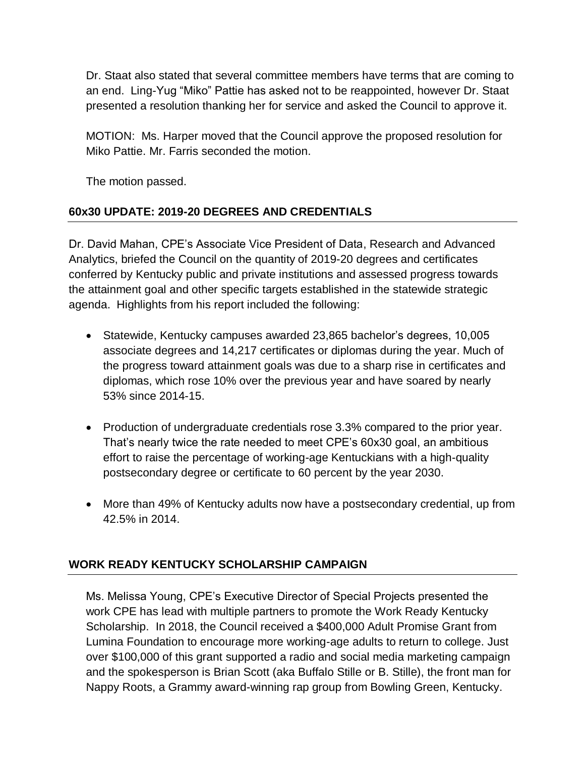Dr. Staat also stated that several committee members have terms that are coming to an end. Ling-Yug "Miko" Pattie has asked not to be reappointed, however Dr. Staat presented a resolution thanking her for service and asked the Council to approve it.

MOTION: Ms. Harper moved that the Council approve the proposed resolution for Miko Pattie. Mr. Farris seconded the motion.

The motion passed.

## 60x30 UPDATE: 2019-20 DEGREES AND CREDENTIALS

Dr. David Mahan, CPE's Associate Vice President of Data, Research and Advanced Analytics, briefed the Council on the quantity of 2019-20 degrees and certificates conferred by Kentucky public and private institutions and assessed progress towards the attainment goal and other specific targets established in the statewide strategic agenda. Highlights from his report included the following:

- Statewide, Kentucky campuses awarded 23,865 bachelor's degrees, 10,005 associate degrees and 14,217 certificates or diplomas during the year. Much of the progress toward attainment goals was due to a sharp rise in certificates and diplomas, which rose 10% over the previous year and have soared by nearly 53% since 2014-15.
- Production of undergraduate credentials rose 3.3% compared to the prior year. That's nearly twice the rate needed to meet CPE's 60x30 goal, an ambitious effort to raise the percentage of working-age Kentuckians with a high-quality postsecondary degree or certificate to 60 percent by the year 2030.
- More than 49% of Kentucky adults now have a postsecondary credential, up from 42.5% in 2014.

## WORK READY KENTUCKY SCHOLARSHIP CAMPAIGN

Ms. Melissa Young, CPE's Executive Director of Special Projects presented the work CPE has lead with multiple partners to promote the Work Ready Kentucky Scholarship. In 2018, the Council received a $400,000 Adult Promise Grant from Lumina Foundation to encourage more working-age adults to return to college. Just over $100,000 of this grant supported a radio and social media marketing campaign and the spokesperson is Brian Scott (aka Buffalo Stille or B. Stille), the front man for Nappy Roots, a Grammy award-winning rap group from Bowling Green, Kentucky.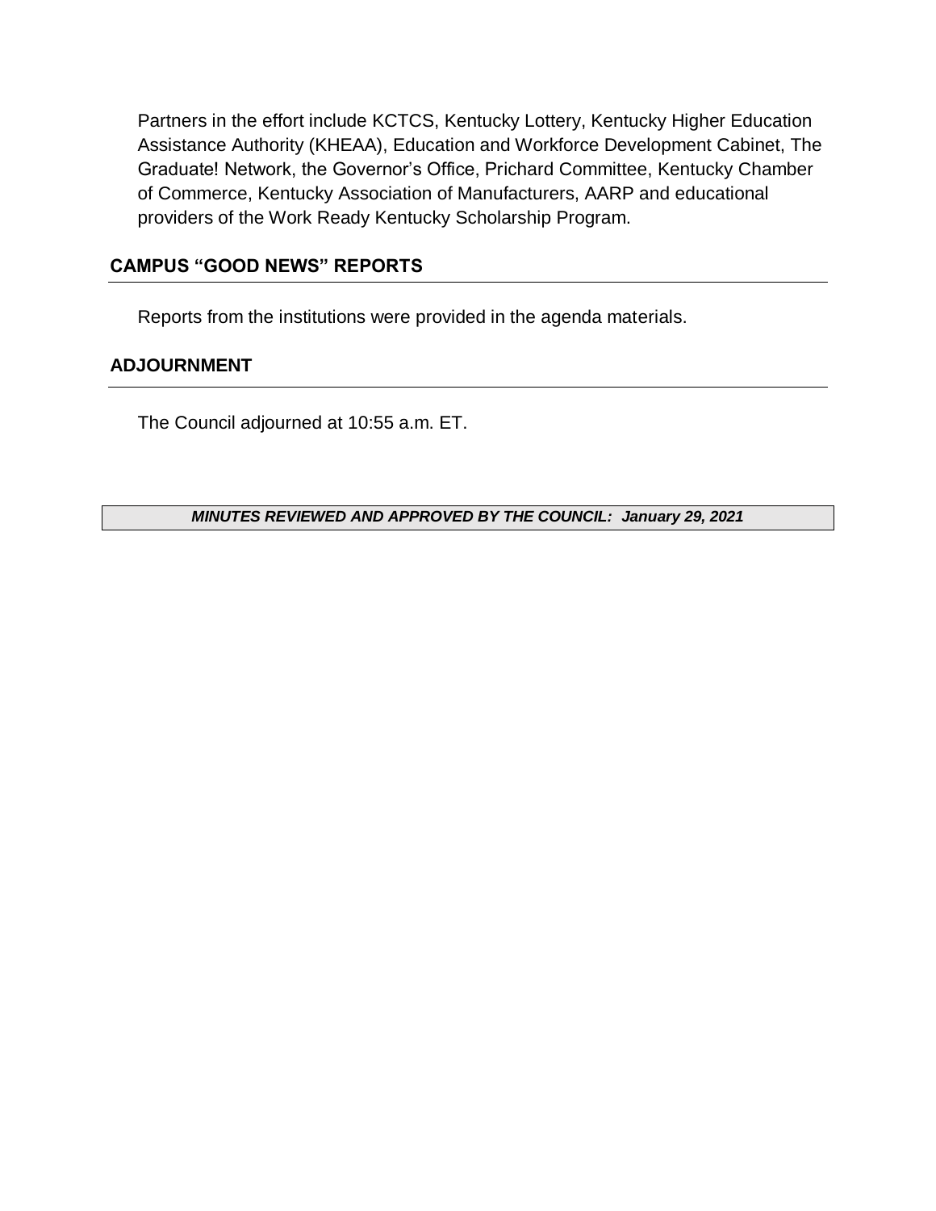Partners in the effort include KCTCS, Kentucky Lottery, Kentucky Higher Education Assistance Authority (KHEAA), Education and Workforce Development Cabinet, The Graduate! Network, the Governor's Office, Prichard Committee, Kentucky Chamber of Commerce, Kentucky Association of Manufacturers, AARP and educational providers of the Work Ready Kentucky Scholarship Program.

## CAMPUS "GOOD NEWS" REPORTS

Reports from the institutions were provided in the agenda materials.

## ADJOURNMENT

The Council adjourned at 10:55 a.m. ET.

***MINUTES REVIEWED AND APPROVED BY THE COUNCIL: January 29, 2021***